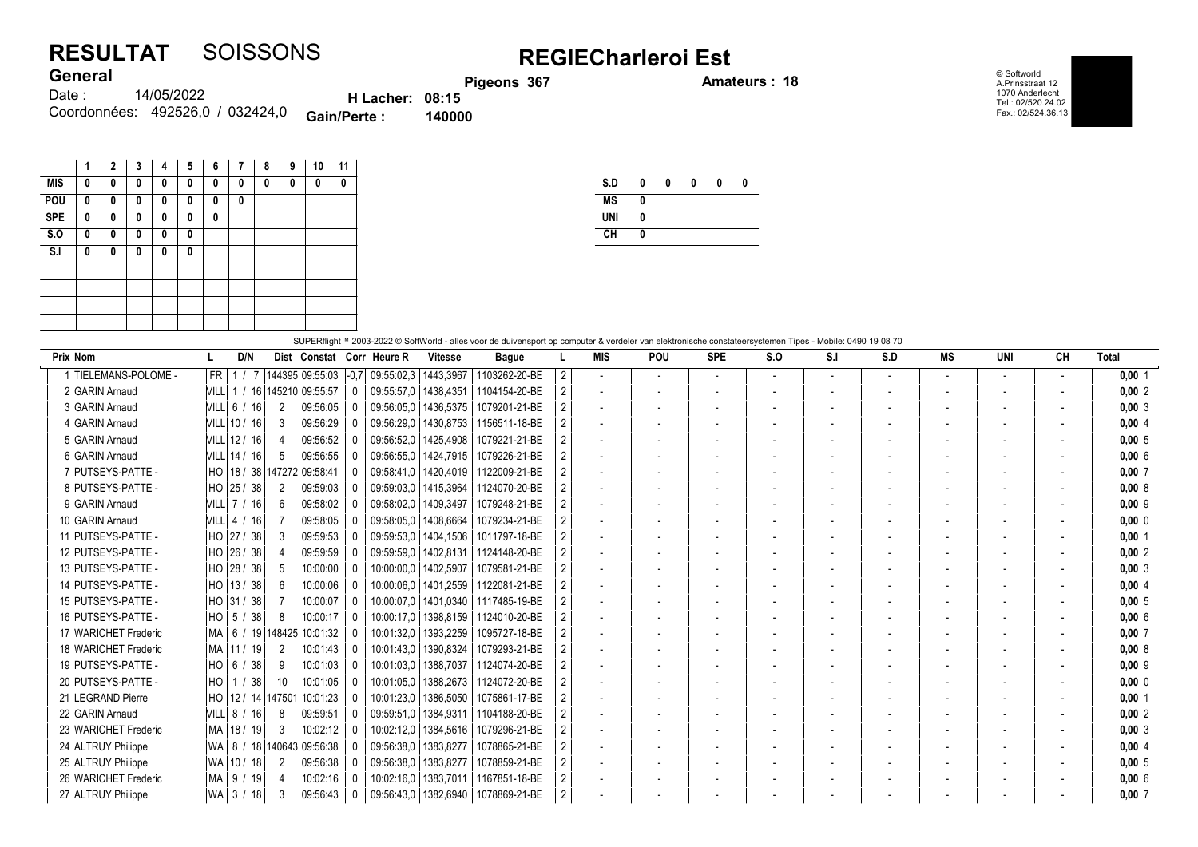# RESULTAT SOISSONS

## REGIECharleroi Est

**General**

Date : 14/05/2022

Coordonnées: 492526,0 / 032424,0

**Pigeons 367**

**H Lacher: 08:15**

**Gain/Perte : 140000**

**Amateurs : 18**

© Softworld
A.Prinsstraat 12
1070 Anderlecht
Tel.: 02/520.24.02
Fax.: 02/524.36.13

| | 1 | 2 | 3 | 4 | 5 | 6 | 7 | 8 | 9 | 10 | 11 |
|---|---|---|---|---|---|---|---|---|---|---|---|
| **MIS** | 0 | 0 | 0 | 0 | 0 | 0 | 0 | 0 | 0 | 0 | 0 |
| **POU** | 0 | 0 | 0 | 0 | 0 | 0 | 0 | | | | |
| **SPE** | 0 | 0 | 0 | 0 | 0 | 0 | | | | | |
| **S.O** | 0 | 0 | 0 | 0 | 0 | | | | | | |
| **S.I** | 0 | 0 | 0 | 0 | 0 | | | | | | |

| | | | | | |
|---|---|---|---|---|---|
| **S.D** | 0 | 0 | 0 | 0 | 0 |
| **MS** | 0 | | | | |
| **UNI** | 0 | | | | |
| **CH** | 0 | | | | |

SUPERflight™ 2003-2022 © SoftWorld - alles voor de duivensport op computer & verdeler van elektronische constateersystemen Tipes - Mobile: 0490 19 08 70

| Prix | Nom | L | D/N | Dist | Constat | Corr | Heure R | Vitesse | Bague | L | MIS | POU | SPE | S.O | S.I | S.D | MS | UNI | CH | Total | |
|---|---|---|---|---|---|---|---|---|---|---|---|---|---|---|---|---|---|---|---|---|---|
| 1 | TIELEMANS-POLOME - | FR | 1 / 7 | 144395 | 09:55:03 | -0,7 | 09:55:02,3 | 1443,3967 | 1103262-20-BE | 2 | - | - | - | - | - | - | - | - | - | 0,00 | 1 |
| 2 | GARIN Arnaud | VILL | 1 / 16 | 145210 | 09:55:57 | 0 | 09:55:57,0 | 1438,4351 | 1104154-20-BE | 2 | - | - | - | - | - | - | - | - | - | 0,00 | 2 |
| 3 | GARIN Arnaud | VILL | 6 / 16 | 2 | 09:56:05 | 0 | 09:56:05,0 | 1436,5375 | 1079201-21-BE | 2 | - | - | - | - | - | - | - | - | - | 0,00 | 3 |
| 4 | GARIN Arnaud | VILL | 10 / 16 | 3 | 09:56:29 | 0 | 09:56:29,0 | 1430,8753 | 1156511-18-BE | 2 | - | - | - | - | - | - | - | - | - | 0,00 | 4 |
| 5 | GARIN Arnaud | VILL | 12 / 16 | 4 | 09:56:52 | 0 | 09:56:52,0 | 1425,4908 | 1079221-21-BE | 2 | - | - | - | - | - | - | - | - | - | 0,00 | 5 |
| 6 | GARIN Arnaud | VILL | 14 / 16 | 5 | 09:56:55 | 0 | 09:56:55,0 | 1424,7915 | 1079226-21-BE | 2 | - | - | - | - | - | - | - | - | - | 0,00 | 6 |
| 7 | PUTSEYS-PATTE - | HO | 18 / 38 | 147272 | 09:58:41 | 0 | 09:58:41,0 | 1420,4019 | 1122009-21-BE | 2 | - | - | - | - | - | - | - | - | - | 0,00 | 7 |
| 8 | PUTSEYS-PATTE - | HO | 25 / 38 | 2 | 09:59:03 | 0 | 09:59:03,0 | 1415,3964 | 1124070-20-BE | 2 | - | - | - | - | - | - | - | - | - | 0,00 | 8 |
| 9 | GARIN Arnaud | VILL | 7 / 16 | 6 | 09:58:02 | 0 | 09:58:02,0 | 1409,3497 | 1079248-21-BE | 2 | - | - | - | - | - | - | - | - | - | 0,00 | 9 |
| 10 | GARIN Arnaud | VILL | 4 / 16 | 7 | 09:58:05 | 0 | 09:58:05,0 | 1408,6664 | 1079234-21-BE | 2 | - | - | - | - | - | - | - | - | - | 0,00 | 0 |
| 11 | PUTSEYS-PATTE - | HO | 27 / 38 | 3 | 09:59:53 | 0 | 09:59:53,0 | 1404,1506 | 1011797-18-BE | 2 | - | - | - | - | - | - | - | - | - | 0,00 | 1 |
| 12 | PUTSEYS-PATTE - | HO | 26 / 38 | 4 | 09:59:59 | 0 | 09:59:59,0 | 1402,8131 | 1124148-20-BE | 2 | - | - | - | - | - | - | - | - | - | 0,00 | 2 |
| 13 | PUTSEYS-PATTE - | HO | 28 / 38 | 5 | 10:00:00 | 0 | 10:00:00,0 | 1402,5907 | 1079581-21-BE | 2 | - | - | - | - | - | - | - | - | - | 0,00 | 3 |
| 14 | PUTSEYS-PATTE - | HO | 13 / 38 | 6 | 10:00:06 | 0 | 10:00:06,0 | 1401,2559 | 1122081-21-BE | 2 | - | - | - | - | - | - | - | - | - | 0,00 | 4 |
| 15 | PUTSEYS-PATTE - | HO | 31 / 38 | 7 | 10:00:07 | 0 | 10:00:07,0 | 1401,0340 | 1117485-19-BE | 2 | - | - | - | - | - | - | - | - | - | 0,00 | 5 |
| 16 | PUTSEYS-PATTE - | HO | 5 / 38 | 8 | 10:00:17 | 0 | 10:00:17,0 | 1398,8159 | 1124010-20-BE | 2 | - | - | - | - | - | - | - | - | - | 0,00 | 6 |
| 17 | WARICHET Frederic | MA | 6 / 19 | 148425 | 10:01:32 | 0 | 10:01:32,0 | 1393,2259 | 1095727-18-BE | 2 | - | - | - | - | - | - | - | - | - | 0,00 | 7 |
| 18 | WARICHET Frederic | MA | 11 / 19 | 2 | 10:01:43 | 0 | 10:01:43,0 | 1390,8324 | 1079293-21-BE | 2 | - | - | - | - | - | - | - | - | - | 0,00 | 8 |
| 19 | PUTSEYS-PATTE - | HO | 6 / 38 | 9 | 10:01:03 | 0 | 10:01:03,0 | 1388,7037 | 1124074-20-BE | 2 | - | - | - | - | - | - | - | - | - | 0,00 | 9 |
| 20 | PUTSEYS-PATTE - | HO | 1 / 38 | 10 | 10:01:05 | 0 | 10:01:05,0 | 1388,2673 | 1124072-20-BE | 2 | - | - | - | - | - | - | - | - | - | 0,00 | 0 |
| 21 | LEGRAND Pierre | HO | 12 / 14 | 147501 | 10:01:23 | 0 | 10:01:23,0 | 1386,5050 | 1075861-17-BE | 2 | - | - | - | - | - | - | - | - | - | 0,00 | 1 |
| 22 | GARIN Arnaud | VILL | 8 / 16 | 8 | 09:59:51 | 0 | 09:59:51,0 | 1384,9311 | 1104188-20-BE | 2 | - | - | - | - | - | - | - | - | - | 0,00 | 2 |
| 23 | WARICHET Frederic | MA | 18 / 19 | 3 | 10:02:12 | 0 | 10:02:12,0 | 1384,5616 | 1079296-21-BE | 2 | - | - | - | - | - | - | - | - | - | 0,00 | 3 |
| 24 | ALTRUY Philippe | WA | 8 / 18 | 140643 | 09:56:38 | 0 | 09:56:38,0 | 1383,8277 | 1078865-21-BE | 2 | - | - | - | - | - | - | - | - | - | 0,00 | 4 |
| 25 | ALTRUY Philippe | WA | 10 / 18 | 2 | 09:56:38 | 0 | 09:56:38,0 | 1383,8277 | 1078859-21-BE | 2 | - | - | - | - | - | - | - | - | - | 0,00 | 5 |
| 26 | WARICHET Frederic | MA | 9 / 19 | 4 | 10:02:16 | 0 | 10:02:16,0 | 1383,7011 | 1167851-18-BE | 2 | - | - | - | - | - | - | - | - | - | 0,00 | 6 |
| 27 | ALTRUY Philippe | WA | 3 / 18 | 3 | 09:56:43 | 0 | 09:56:43,0 | 1382,6940 | 1078869-21-BE | 2 | - | - | - | - | - | - | - | - | - | 0,00 | 7 |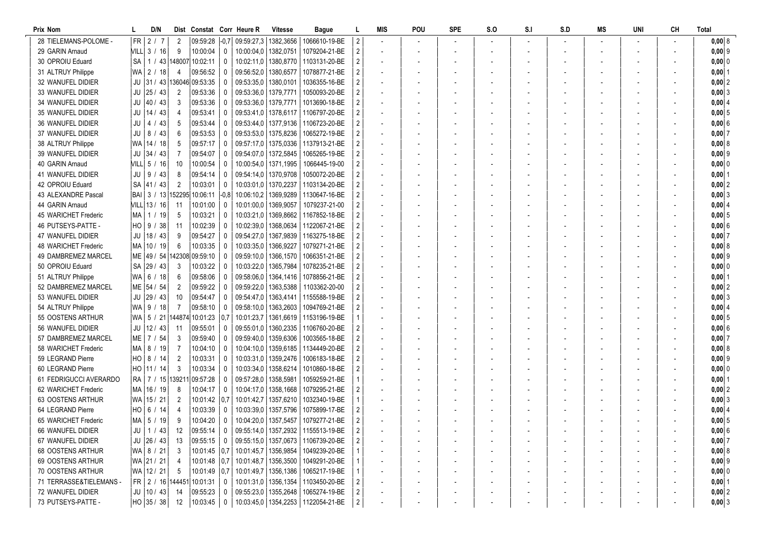| Prix | Nom | L | D/N | Dist | Constat | Corr | Heure R | Vitesse | Bague | L | MIS | POU | SPE | S.O | S.I | S.D | MS | UNI | CH | Total |
|---|---|---|---|---|---|---|---|---|---|---|---|---|---|---|---|---|---|---|---|---|
| 28 | TIELEMANS-POLOME - | FR | 2 / 7 | 2 | 09:59:28 | -0,7 | 09:59:27,3 | 1382,3656 | 1066610-19-BE | 2 | - | - | - | - | - | - | - | - | - | 0,00 8 |
| 29 | GARIN Arnaud | VILL | 3 / 16 | 9 | 10:00:04 | 0 | 10:00:04,0 | 1382,0751 | 1079204-21-BE | 2 | - | - | - | - | - | - | - | - | - | 0,00 9 |
| 30 | OPROIU Eduard | SA | 1 / 43 | 148007 | 10:02:11 | 0 | 10:02:11,0 | 1380,8770 | 1103131-20-BE | 2 | - | - | - | - | - | - | - | - | - | 0,00 0 |
| 31 | ALTRUY Philippe | WA | 2 / 18 | 4 | 09:56:52 | 0 | 09:56:52,0 | 1380,6577 | 1078877-21-BE | 2 | - | - | - | - | - | - | - | - | - | 0,00 1 |
| 32 | WANUFEL DIDIER | JU | 31 / 43 | 136046 | 09:53:35 | 0 | 09:53:35,0 | 1380,0101 | 1036355-16-BE | 2 | - | - | - | - | - | - | - | - | - | 0,00 2 |
| 33 | WANUFEL DIDIER | JU | 25 / 43 | 2 | 09:53:36 | 0 | 09:53:36,0 | 1379,7771 | 1050093-20-BE | 2 | - | - | - | - | - | - | - | - | - | 0,00 3 |
| 34 | WANUFEL DIDIER | JU | 40 / 43 | 3 | 09:53:36 | 0 | 09:53:36,0 | 1379,7771 | 1013690-18-BE | 2 | - | - | - | - | - | - | - | - | - | 0,00 4 |
| 35 | WANUFEL DIDIER | JU | 14 / 43 | 4 | 09:53:41 | 0 | 09:53:41,0 | 1378,6117 | 1106797-20-BE | 2 | - | - | - | - | - | - | - | - | - | 0,00 5 |
| 36 | WANUFEL DIDIER | JU | 4 / 43 | 5 | 09:53:44 | 0 | 09:53:44,0 | 1377,9136 | 1106723-20-BE | 2 | - | - | - | - | - | - | - | - | - | 0,00 6 |
| 37 | WANUFEL DIDIER | JU | 8 / 43 | 6 | 09:53:53 | 0 | 09:53:53,0 | 1375,8236 | 1065272-19-BE | 2 | - | - | - | - | - | - | - | - | - | 0,00 7 |
| 38 | ALTRUY Philippe | WA | 14 / 18 | 5 | 09:57:17 | 0 | 09:57:17,0 | 1375,0336 | 1137913-21-BE | 2 | - | - | - | - | - | - | - | - | - | 0,00 8 |
| 39 | WANUFEL DIDIER | JU | 34 / 43 | 7 | 09:54:07 | 0 | 09:54:07,0 | 1372,5845 | 1065265-19-BE | 2 | - | - | - | - | - | - | - | - | - | 0,00 9 |
| 40 | GARIN Arnaud | VILL | 5 / 16 | 10 | 10:00:54 | 0 | 10:00:54,0 | 1371,1995 | 1066445-19-00 | 2 | - | - | - | - | - | - | - | - | - | 0,00 0 |
| 41 | WANUFEL DIDIER | JU | 9 / 43 | 8 | 09:54:14 | 0 | 09:54:14,0 | 1370,9708 | 1050072-20-BE | 2 | - | - | - | - | - | - | - | - | - | 0,00 1 |
| 42 | OPROIU Eduard | SA | 41 / 43 | 2 | 10:03:01 | 0 | 10:03:01,0 | 1370,2237 | 1103134-20-BE | 2 | - | - | - | - | - | - | - | - | - | 0,00 2 |
| 43 | ALEXANDRE Pascal | BAI | 3 / 13 | 152295 | 10:06:11 | -0,8 | 10:06:10,2 | 1369,9289 | 1130647-16-BE | 2 | - | - | - | - | - | - | - | - | - | 0,00 3 |
| 44 | GARIN Arnaud | VILL | 13 / 16 | 11 | 10:01:00 | 0 | 10:01:00,0 | 1369,9057 | 1079237-21-00 | 2 | - | - | - | - | - | - | - | - | - | 0,00 4 |
| 45 | WARICHET Frederic | MA | 1 / 19 | 5 | 10:03:21 | 0 | 10:03:21,0 | 1369,8662 | 1167852-18-BE | 2 | - | - | - | - | - | - | - | - | - | 0,00 5 |
| 46 | PUTSEYS-PATTE - | HO | 9 / 38 | 11 | 10:02:39 | 0 | 10:02:39,0 | 1368,0634 | 1122067-21-BE | 2 | - | - | - | - | - | - | - | - | - | 0,00 6 |
| 47 | WANUFEL DIDIER | JU | 18 / 43 | 9 | 09:54:27 | 0 | 09:54:27,0 | 1367,9839 | 1163275-18-BE | 2 | - | - | - | - | - | - | - | - | - | 0,00 7 |
| 48 | WARICHET Frederic | MA | 10 / 19 | 6 | 10:03:35 | 0 | 10:03:35,0 | 1366,9227 | 1079271-21-BE | 2 | - | - | - | - | - | - | - | - | - | 0,00 8 |
| 49 | DAMBREMEZ MARCEL | ME | 49 / 54 | 142308 | 09:59:10 | 0 | 09:59:10,0 | 1366,1570 | 1066351-21-BE | 2 | - | - | - | - | - | - | - | - | - | 0,00 9 |
| 50 | OPROIU Eduard | SA | 29 / 43 | 3 | 10:03:22 | 0 | 10:03:22,0 | 1365,7984 | 1078235-21-BE | 2 | - | - | - | - | - | - | - | - | - | 0,00 0 |
| 51 | ALTRUY Philippe | WA | 6 / 18 | 6 | 09:58:06 | 0 | 09:58:06,0 | 1364,1416 | 1078856-21-BE | 2 | - | - | - | - | - | - | - | - | - | 0,00 1 |
| 52 | DAMBREMEZ MARCEL | ME | 54 / 54 | 2 | 09:59:22 | 0 | 09:59:22,0 | 1363,5388 | 1103362-20-00 | 2 | - | - | - | - | - | - | - | - | - | 0,00 2 |
| 53 | WANUFEL DIDIER | JU | 29 / 43 | 10 | 09:54:47 | 0 | 09:54:47,0 | 1363,4141 | 1155588-19-BE | 2 | - | - | - | - | - | - | - | - | - | 0,00 3 |
| 54 | ALTRUY Philippe | WA | 9 / 18 | 7 | 09:58:10 | 0 | 09:58:10,0 | 1363,2603 | 1094769-21-BE | 2 | - | - | - | - | - | - | - | - | - | 0,00 4 |
| 55 | OOSTENS ARTHUR | WA | 5 / 21 | 144874 | 10:01:23 | 0,7 | 10:01:23,7 | 1361,6619 | 1153196-19-BE | 1 | - | - | - | - | - | - | - | - | - | 0,00 5 |
| 56 | WANUFEL DIDIER | JU | 12 / 43 | 11 | 09:55:01 | 0 | 09:55:01,0 | 1360,2335 | 1106760-20-BE | 2 | - | - | - | - | - | - | - | - | - | 0,00 6 |
| 57 | DAMBREMEZ MARCEL | ME | 7 / 54 | 3 | 09:59:40 | 0 | 09:59:40,0 | 1359,6306 | 1003565-18-BE | 2 | - | - | - | - | - | - | - | - | - | 0,00 7 |
| 58 | WARICHET Frederic | MA | 8 / 19 | 7 | 10:04:10 | 0 | 10:04:10,0 | 1359,6185 | 1134449-20-BE | 2 | - | - | - | - | - | - | - | - | - | 0,00 8 |
| 59 | LEGRAND Pierre | HO | 8 / 14 | 2 | 10:03:31 | 0 | 10:03:31,0 | 1359,2476 | 1006183-18-BE | 2 | - | - | - | - | - | - | - | - | - | 0,00 9 |
| 60 | LEGRAND Pierre | HO | 11 / 14 | 3 | 10:03:34 | 0 | 10:03:34,0 | 1358,6214 | 1010860-18-BE | 2 | - | - | - | - | - | - | - | - | - | 0,00 0 |
| 61 | FEDRIGUCCI AVERARDO | RA | 7 / 15 | 139211 | 09:57:28 | 0 | 09:57:28,0 | 1358,5981 | 1059259-21-BE | 1 | - | - | - | - | - | - | - | - | - | 0,00 1 |
| 62 | WARICHET Frederic | MA | 16 / 19 | 8 | 10:04:17 | 0 | 10:04:17,0 | 1358,1668 | 1079295-21-BE | 2 | - | - | - | - | - | - | - | - | - | 0,00 2 |
| 63 | OOSTENS ARTHUR | WA | 15 / 21 | 2 | 10:01:42 | 0,7 | 10:01:42,7 | 1357,6210 | 1032340-19-BE | 1 | - | - | - | - | - | - | - | - | - | 0,00 3 |
| 64 | LEGRAND Pierre | HO | 6 / 14 | 4 | 10:03:39 | 0 | 10:03:39,0 | 1357,5796 | 1075899-17-BE | 2 | - | - | - | - | - | - | - | - | - | 0,00 4 |
| 65 | WARICHET Frederic | MA | 5 / 19 | 9 | 10:04:20 | 0 | 10:04:20,0 | 1357,5457 | 1079277-21-BE | 2 | - | - | - | - | - | - | - | - | - | 0,00 5 |
| 66 | WANUFEL DIDIER | JU | 1 / 43 | 12 | 09:55:14 | 0 | 09:55:14,0 | 1357,2932 | 1155513-19-BE | 2 | - | - | - | - | - | - | - | - | - | 0,00 6 |
| 67 | WANUFEL DIDIER | JU | 26 / 43 | 13 | 09:55:15 | 0 | 09:55:15,0 | 1357,0673 | 1106739-20-BE | 2 | - | - | - | - | - | - | - | - | - | 0,00 7 |
| 68 | OOSTENS ARTHUR | WA | 8 / 21 | 3 | 10:01:45 | 0,7 | 10:01:45,7 | 1356,9854 | 1049239-20-BE | 1 | - | - | - | - | - | - | - | - | - | 0,00 8 |
| 69 | OOSTENS ARTHUR | WA | 21 / 21 | 4 | 10:01:48 | 0,7 | 10:01:48,7 | 1356,3500 | 1049291-20-BE | 1 | - | - | - | - | - | - | - | - | - | 0,00 9 |
| 70 | OOSTENS ARTHUR | WA | 12 / 21 | 5 | 10:01:49 | 0,7 | 10:01:49,7 | 1356,1386 | 1065217-19-BE | 1 | - | - | - | - | - | - | - | - | - | 0,00 0 |
| 71 | TERRASSE&TIELEMANS - | FR | 2 / 16 | 144451 | 10:01:31 | 0 | 10:01:31,0 | 1356,1354 | 1103450-20-BE | 2 | - | - | - | - | - | - | - | - | - | 0,00 1 |
| 72 | WANUFEL DIDIER | JU | 10 / 43 | 14 | 09:55:23 | 0 | 09:55:23,0 | 1355,2648 | 1065274-19-BE | 2 | - | - | - | - | - | - | - | - | - | 0,00 2 |
| 73 | PUTSEYS-PATTE - | HO | 35 / 38 | 12 | 10:03:45 | 0 | 10:03:45,0 | 1354,2253 | 1122054-21-BE | 2 | - | - | - | - | - | - | - | - | - | 0,00 3 |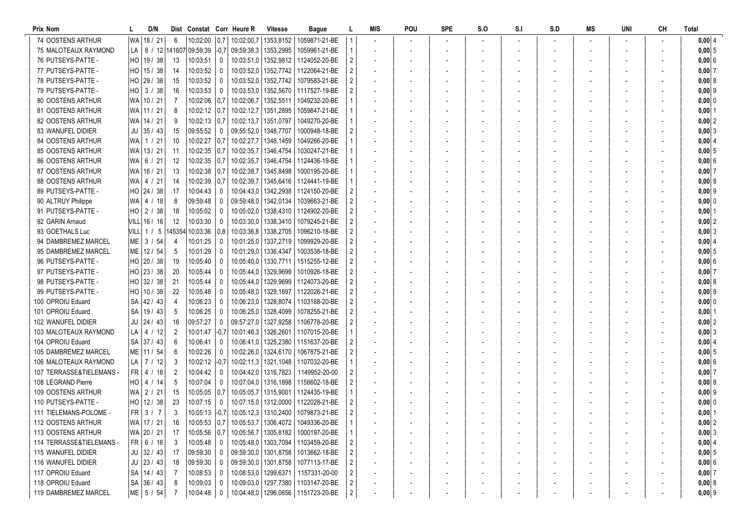| Prix | Nom | L | D/N | Dist | Constat | Corr | Heure R | Vitesse | Bague | L | MIS | POU | SPE | S.O | S.I | S.D | MS | UNI | CH | Total |
|---|---|---|---|---|---|---|---|---|---|---|---|---|---|---|---|---|---|---|---|---|
| 74 | OOSTENS ARTHUR | WA | 18 / 21 | 6 | 10:02:00 | 0,7 | 10:02:00,7 | 1353,8152 | 1059871-21-BE | 1 | - | - | - | - | - | - | - | - | - | 0,00 4 |
| 75 | MALOTEAUX RAYMOND | LA | 8 / 12 | 141607 | 09:59:39 | -0,7 | 09:59:38,3 | 1353,2995 | 1059961-21-BE | 1 | - | - | - | - | - | - | - | - | - | 0,00 5 |
| 76 | PUTSEYS-PATTE - | HO | 19 / 38 | 13 | 10:03:51 | 0 | 10:03:51,0 | 1352,9812 | 1124052-20-BE | 2 | - | - | - | - | - | - | - | - | - | 0,00 6 |
| 77 | PUTSEYS-PATTE - | HO | 15 / 38 | 14 | 10:03:52 | 0 | 10:03:52,0 | 1352,7742 | 1122064-21-BE | 2 | - | - | - | - | - | - | - | - | - | 0,00 7 |
| 78 | PUTSEYS-PATTE - | HO | 29 / 38 | 15 | 10:03:52 | 0 | 10:03:52,0 | 1352,7742 | 1079583-21-BE | 2 | - | - | - | - | - | - | - | - | - | 0,00 8 |
| 79 | PUTSEYS-PATTE - | HO | 3 / 38 | 16 | 10:03:53 | 0 | 10:03:53,0 | 1352,5670 | 1117527-19-BE | 2 | - | - | - | - | - | - | - | - | - | 0,00 9 |
| 80 | OOSTENS ARTHUR | WA | 10 / 21 | 7 | 10:02:06 | 0,7 | 10:02:06,7 | 1352,5511 | 1049232-20-BE | 1 | - | - | - | - | - | - | - | - | - | 0,00 0 |
| 81 | OOSTENS ARTHUR | WA | 11 / 21 | 8 | 10:02:12 | 0,7 | 10:02:12,7 | 1351,2895 | 1059847-21-BE | 1 | - | - | - | - | - | - | - | - | - | 0,00 1 |
| 82 | OOSTENS ARTHUR | WA | 14 / 21 | 9 | 10:02:13 | 0,7 | 10:02:13,7 | 1351,0797 | 1049270-20-BE | 1 | - | - | - | - | - | - | - | - | - | 0,00 2 |
| 83 | WANUFEL DIDIER | JU | 35 / 43 | 15 | 09:55:52 | 0 | 09:55:52,0 | 1348,7707 | 1000948-18-BE | 2 | - | - | - | - | - | - | - | - | - | 0,00 3 |
| 84 | OOSTENS ARTHUR | WA | 1 / 21 | 10 | 10:02:27 | 0,7 | 10:02:27,7 | 1348,1459 | 1049266-20-BE | 1 | - | - | - | - | - | - | - | - | - | 0,00 4 |
| 85 | OOSTENS ARTHUR | WA | 13 / 21 | 11 | 10:02:35 | 0,7 | 10:02:35,7 | 1346,4754 | 1030247-21-BE | 1 | - | - | - | - | - | - | - | - | - | 0,00 5 |
| 86 | OOSTENS ARTHUR | WA | 6 / 21 | 12 | 10:02:35 | 0,7 | 10:02:35,7 | 1346,4754 | 1124436-19-BE | 1 | - | - | - | - | - | - | - | - | - | 0,00 6 |
| 87 | OOSTENS ARTHUR | WA | 16 / 21 | 13 | 10:02:38 | 0,7 | 10:02:38,7 | 1345,8498 | 1000195-20-BE | 1 | - | - | - | - | - | - | - | - | - | 0,00 7 |
| 88 | OOSTENS ARTHUR | WA | 4 / 21 | 14 | 10:02:39 | 0,7 | 10:02:39,7 | 1345,6416 | 1124441-19-BE | 1 | - | - | - | - | - | - | - | - | - | 0,00 8 |
| 89 | PUTSEYS-PATTE - | HO | 24 / 38 | 17 | 10:04:43 | 0 | 10:04:43,0 | 1342,2938 | 1124150-20-BE | 2 | - | - | - | - | - | - | - | - | - | 0,00 9 |
| 90 | ALTRUY Philippe | WA | 4 / 18 | 8 | 09:59:48 | 0 | 09:59:48,0 | 1342,0134 | 1039663-21-BE | 2 | - | - | - | - | - | - | - | - | - | 0,00 0 |
| 91 | PUTSEYS-PATTE - | HO | 2 / 38 | 18 | 10:05:02 | 0 | 10:05:02,0 | 1338,4310 | 1124902-20-BE | 2 | - | - | - | - | - | - | - | - | - | 0,00 1 |
| 92 | GARIN Arnaud | VILL | 16 / 16 | 12 | 10:03:30 | 0 | 10:03:30,0 | 1338,3410 | 1079245-21-BE | 2 | - | - | - | - | - | - | - | - | - | 0,00 2 |
| 93 | GOETHALS Luc | VILL | 1 / 5 | 145354 | 10:03:36 | 0,8 | 10:03:36,8 | 1338,2705 | 1096210-18-BE | 2 | - | - | - | - | - | - | - | - | - | 0,00 3 |
| 94 | DAMBREMEZ MARCEL | ME | 3 / 54 | 4 | 10:01:25 | 0 | 10:01:25,0 | 1337,2719 | 1099929-20-BE | 2 | - | - | - | - | - | - | - | - | - | 0,00 4 |
| 95 | DAMBREMEZ MARCEL | ME | 12 / 54 | 5 | 10:01:29 | 0 | 10:01:29,0 | 1336,4347 | 1003538-18-BE | 2 | - | - | - | - | - | - | - | - | - | 0,00 5 |
| 96 | PUTSEYS-PATTE - | HO | 20 / 38 | 19 | 10:05:40 | 0 | 10:05:40,0 | 1330,7711 | 1515255-12-BE | 2 | - | - | - | - | - | - | - | - | - | 0,00 6 |
| 97 | PUTSEYS-PATTE - | HO | 23 / 38 | 20 | 10:05:44 | 0 | 10:05:44,0 | 1329,9699 | 1010926-18-BE | 2 | - | - | - | - | - | - | - | - | - | 0,00 7 |
| 98 | PUTSEYS-PATTE - | HO | 32 / 38 | 21 | 10:05:44 | 0 | 10:05:44,0 | 1329,9699 | 1124073-20-BE | 2 | - | - | - | - | - | - | - | - | - | 0,00 8 |
| 99 | PUTSEYS-PATTE - | HO | 10 / 38 | 22 | 10:05:48 | 0 | 10:05:48,0 | 1329,1697 | 1122026-21-BE | 2 | - | - | - | - | - | - | - | - | - | 0,00 9 |
| 100 | OPROIU Eduard | SA | 42 / 43 | 4 | 10:06:23 | 0 | 10:06:23,0 | 1328,8074 | 1103168-20-BE | 2 | - | - | - | - | - | - | - | - | - | 0,00 0 |
| 101 | OPROIU Eduard | SA | 19 / 43 | 5 | 10:06:25 | 0 | 10:06:25,0 | 1328,4099 | 1078255-21-BE | 2 | - | - | - | - | - | - | - | - | - | 0,00 1 |
| 102 | WANUFEL DIDIER | JU | 24 / 43 | 16 | 09:57:27 | 0 | 09:57:27,0 | 1327,9258 | 1106778-20-BE | 2 | - | - | - | - | - | - | - | - | - | 0,00 2 |
| 103 | MALOTEAUX RAYMOND | LA | 4 / 12 | 2 | 10:01:47 | -0,7 | 10:01:46,3 | 1326,2601 | 1107015-20-BE | 1 | - | - | - | - | - | - | - | - | - | 0,00 3 |
| 104 | OPROIU Eduard | SA | 37 / 43 | 6 | 10:06:41 | 0 | 10:06:41,0 | 1325,2380 | 1151637-20-BE | 2 | - | - | - | - | - | - | - | - | - | 0,00 4 |
| 105 | DAMBREMEZ MARCEL | ME | 11 / 54 | 6 | 10:02:26 | 0 | 10:02:26,0 | 1324,6170 | 1067875-21-BE | 2 | - | - | - | - | - | - | - | - | - | 0,00 5 |
| 106 | MALOTEAUX RAYMOND | LA | 7 / 12 | 3 | 10:02:12 | -0,7 | 10:02:11,3 | 1321,1048 | 1107032-20-BE | 1 | - | - | - | - | - | - | - | - | - | 0,00 6 |
| 107 | TERRASSE&TIELEMANS - | FR | 4 / 16 | 2 | 10:04:42 | 0 | 10:04:42,0 | 1316,7823 | 1149952-20-00 | 2 | - | - | - | - | - | - | - | - | - | 0,00 7 |
| 108 | LEGRAND Pierre | HO | 4 / 14 | 5 | 10:07:04 | 0 | 10:07:04,0 | 1316,1898 | 1156602-18-BE | 2 | - | - | - | - | - | - | - | - | - | 0,00 8 |
| 109 | OOSTENS ARTHUR | WA | 2 / 21 | 15 | 10:05:05 | 0,7 | 10:05:05,7 | 1315,9001 | 1124435-19-BE | 1 | - | - | - | - | - | - | - | - | - | 0,00 9 |
| 110 | PUTSEYS-PATTE - | HO | 12 / 38 | 23 | 10:07:15 | 0 | 10:07:15,0 | 1312,0000 | 1122028-21-BE | 2 | - | - | - | - | - | - | - | - | - | 0,00 0 |
| 111 | TIELEMANS-POLOME - | FR | 3 / 7 | 3 | 10:05:13 | -0,7 | 10:05:12,3 | 1310,2400 | 1079873-21-BE | 2 | - | - | - | - | - | - | - | - | - | 0,00 1 |
| 112 | OOSTENS ARTHUR | WA | 17 / 21 | 16 | 10:05:53 | 0,7 | 10:05:53,7 | 1306,4072 | 1049336-20-BE | 1 | - | - | - | - | - | - | - | - | - | 0,00 2 |
| 113 | OOSTENS ARTHUR | WA | 20 / 21 | 17 | 10:05:56 | 0,7 | 10:05:56,7 | 1305,8182 | 1000197-20-BE | 1 | - | - | - | - | - | - | - | - | - | 0,00 3 |
| 114 | TERRASSE&TIELEMANS - | FR | 6 / 16 | 3 | 10:05:48 | 0 | 10:05:48,0 | 1303,7094 | 1103459-20-BE | 2 | - | - | - | - | - | - | - | - | - | 0,00 4 |
| 115 | WANUFEL DIDIER | JU | 32 / 43 | 17 | 09:59:30 | 0 | 09:59:30,0 | 1301,8758 | 1013662-18-BE | 2 | - | - | - | - | - | - | - | - | - | 0,00 5 |
| 116 | WANUFEL DIDIER | JU | 23 / 43 | 18 | 09:59:30 | 0 | 09:59:30,0 | 1301,8758 | 1077113-17-BE | 2 | - | - | - | - | - | - | - | - | - | 0,00 6 |
| 117 | OPROIU Eduard | SA | 14 / 43 | 7 | 10:08:53 | 0 | 10:08:53,0 | 1299,6371 | 1157331-20-00 | 2 | - | - | - | - | - | - | - | - | - | 0,00 7 |
| 118 | OPROIU Eduard | SA | 36 / 43 | 8 | 10:09:03 | 0 | 10:09:03,0 | 1297,7380 | 1103147-20-BE | 2 | - | - | - | - | - | - | - | - | - | 0,00 8 |
| 119 | DAMBREMEZ MARCEL | ME | 5 / 54 | 7 | 10:04:48 | 0 | 10:04:48,0 | 1296,0656 | 1151723-20-BE | 2 | - | - | - | - | - | - | - | - | - | 0,00 9 |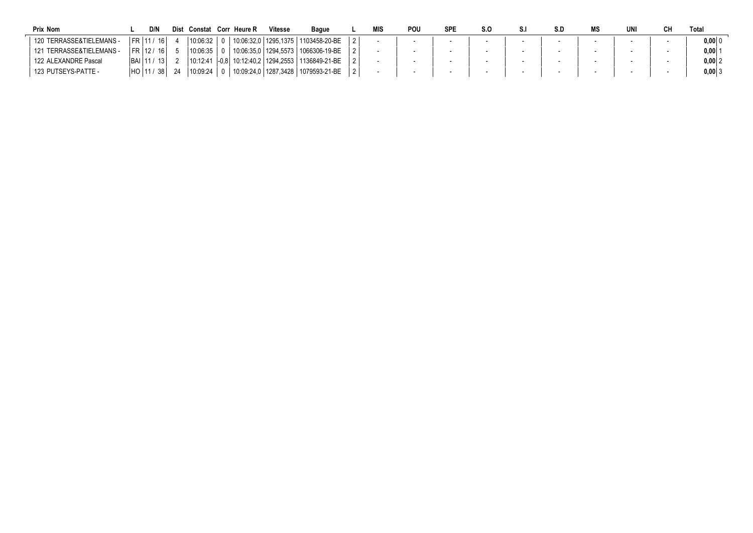| Prix | Nom | L | D/N | Dist | Constat | Corr | Heure R | Vitesse | Bague | L | MIS | POU | SPE | S.O | S.I | S.D | MS | UNI | CH | Total | |
|---|---|---|---|---|---|---|---|---|---|---|---|---|---|---|---|---|---|---|---|---|---|
| 120 | TERRASSE&TIELEMANS - | FR | 11 / 16 | 4 | 10:06:32 | 0 | 10:06:32,0 | 1295,1375 | 1103458-20-BE | 2 | - | - | - | - | - | - | - | - | - | **0,00** | 0 |
| 121 | TERRASSE&TIELEMANS - | FR | 12 / 16 | 5 | 10:06:35 | 0 | 10:06:35,0 | 1294,5573 | 1066306-19-BE | 2 | - | - | - | - | - | - | - | - | - | **0,00** | 1 |
| 122 | ALEXANDRE Pascal | BAI | 11 / 13 | 2 | 10:12:41 | -0,8 | 10:12:40,2 | 1294,2553 | 1136849-21-BE | 2 | - | - | - | - | - | - | - | - | - | **0,00** | 2 |
| 123 | PUTSEYS-PATTE - | HO | 11 / 38 | 24 | 10:09:24 | 0 | 10:09:24,0 | 1287,3428 | 1079593-21-BE | 2 | - | - | - | - | - | - | - | - | - | **0,00** | 3 |